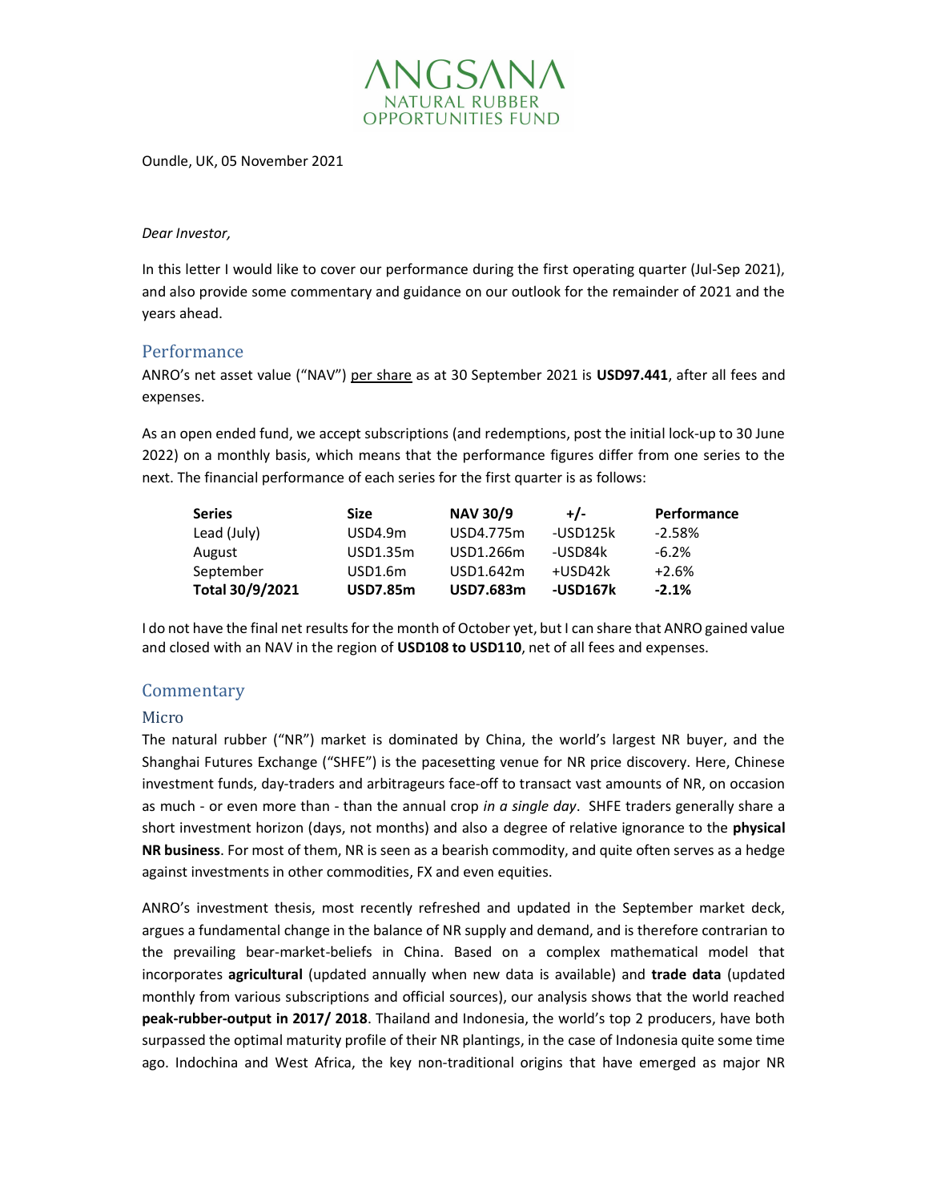# ANGSANA
NATURAL RUBBER OPPORTUNITIES FUND

Oundle, UK, 05 November 2021

*Dear Investor,*

In this letter I would like to cover our performance during the first operating quarter (Jul-Sep 2021), and also provide some commentary and guidance on our outlook for the remainder of 2021 and the years ahead.

## Performance

ANRO's net asset value ("NAV") per share as at 30 September 2021 is **USD97.441**, after all fees and expenses.

As an open ended fund, we accept subscriptions (and redemptions, post the initial lock-up to 30 June 2022) on a monthly basis, which means that the performance figures differ from one series to the next. The financial performance of each series for the first quarter is as follows:

| Series | Size | NAV 30/9 | +/- | Performance |
|---|---|---|---|---|
| Lead (July) | USD4.9m | USD4.775m | -USD125k | -2.58% |
| August | USD1.35m | USD1.266m | -USD84k | -6.2% |
| September | USD1.6m | USD1.642m | +USD42k | +2.6% |
| **Total 30/9/2021** | **USD7.85m** | **USD7.683m** | **-USD167k** | **-2.1%** |

I do not have the final net results for the month of October yet, but I can share that ANRO gained value and closed with an NAV in the region of **USD108 to USD110**, net of all fees and expenses.

## Commentary

### Micro

The natural rubber ("NR") market is dominated by China, the world's largest NR buyer, and the Shanghai Futures Exchange ("SHFE") is the pacesetting venue for NR price discovery. Here, Chinese investment funds, day-traders and arbitrageurs face-off to transact vast amounts of NR, on occasion as much - or even more than - than the annual crop *in a single day*. SHFE traders generally share a short investment horizon (days, not months) and also a degree of relative ignorance to the **physical NR business**. For most of them, NR is seen as a bearish commodity, and quite often serves as a hedge against investments in other commodities, FX and even equities.

ANRO's investment thesis, most recently refreshed and updated in the September market deck, argues a fundamental change in the balance of NR supply and demand, and is therefore contrarian to the prevailing bear-market-beliefs in China. Based on a complex mathematical model that incorporates **agricultural** (updated annually when new data is available) and **trade data** (updated monthly from various subscriptions and official sources), our analysis shows that the world reached **peak-rubber-output in 2017/ 2018**. Thailand and Indonesia, the world's top 2 producers, have both surpassed the optimal maturity profile of their NR plantings, in the case of Indonesia quite some time ago. Indochina and West Africa, the key non-traditional origins that have emerged as major NR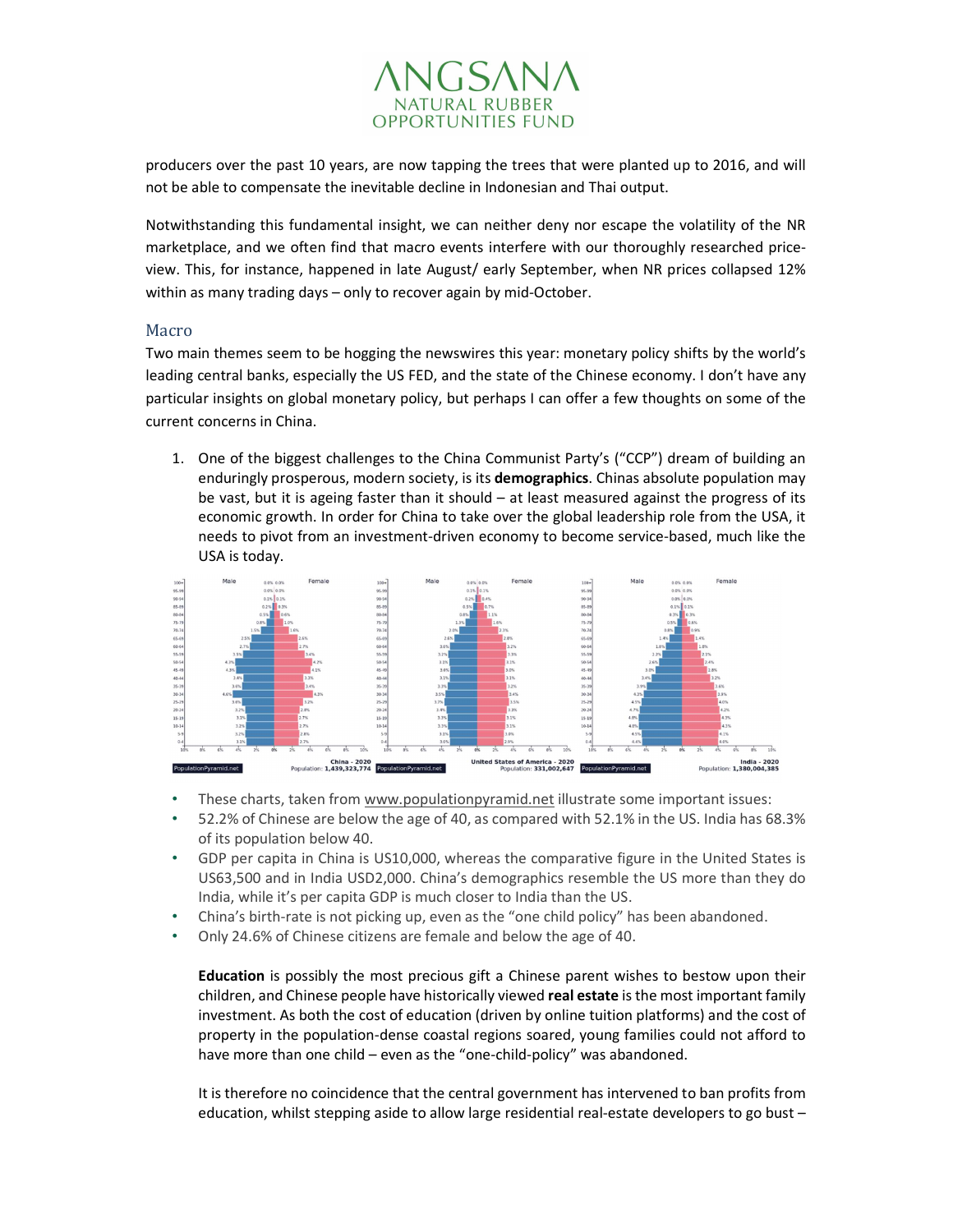producers over the past 10 years, are now tapping the trees that were planted up to 2016, and will not be able to compensate the inevitable decline in Indonesian and Thai output.

Notwithstanding this fundamental insight, we can neither deny nor escape the volatility of the NR marketplace, and we often find that macro events interfere with our thoroughly researched price-view. This, for instance, happened in late August/ early September, when NR prices collapsed 12% within as many trading days – only to recover again by mid-October.

## Macro

Two main themes seem to be hogging the newswires this year: monetary policy shifts by the world's leading central banks, especially the US FED, and the state of the Chinese economy. I don't have any particular insights on global monetary policy, but perhaps I can offer a few thoughts on some of the current concerns in China.

1. One of the biggest challenges to the China Communist Party's ("CCP") dream of building an enduringly prosperous, modern society, is its **demographics**. Chinas absolute population may be vast, but it is ageing faster than it should – at least measured against the progress of its economic growth. In order for China to take over the global leadership role from the USA, it needs to pivot from an investment-driven economy to become service-based, much like the USA is today.

China - 2020 Population: 1,439,323,774 | United States of America - 2020 Population: 331,002,647 | India - 2020 Population: 1,380,004,385

- These charts, taken from www.populationpyramid.net illustrate some important issues:
- 52.2% of Chinese are below the age of 40, as compared with 52.1% in the US. India has 68.3% of its population below 40.
- GDP per capita in China is US10,000, whereas the comparative figure in the United States is US63,500 and in India USD2,000. China's demographics resemble the US more than they do India, while it's per capita GDP is much closer to India than the US.
- China's birth-rate is not picking up, even as the "one child policy" has been abandoned.
- Only 24.6% of Chinese citizens are female and below the age of 40.

**Education** is possibly the most precious gift a Chinese parent wishes to bestow upon their children, and Chinese people have historically viewed **real estate** is the most important family investment. As both the cost of education (driven by online tuition platforms) and the cost of property in the population-dense coastal regions soared, young families could not afford to have more than one child – even as the "one-child-policy" was abandoned.

It is therefore no coincidence that the central government has intervened to ban profits from education, whilst stepping aside to allow large residential real-estate developers to go bust –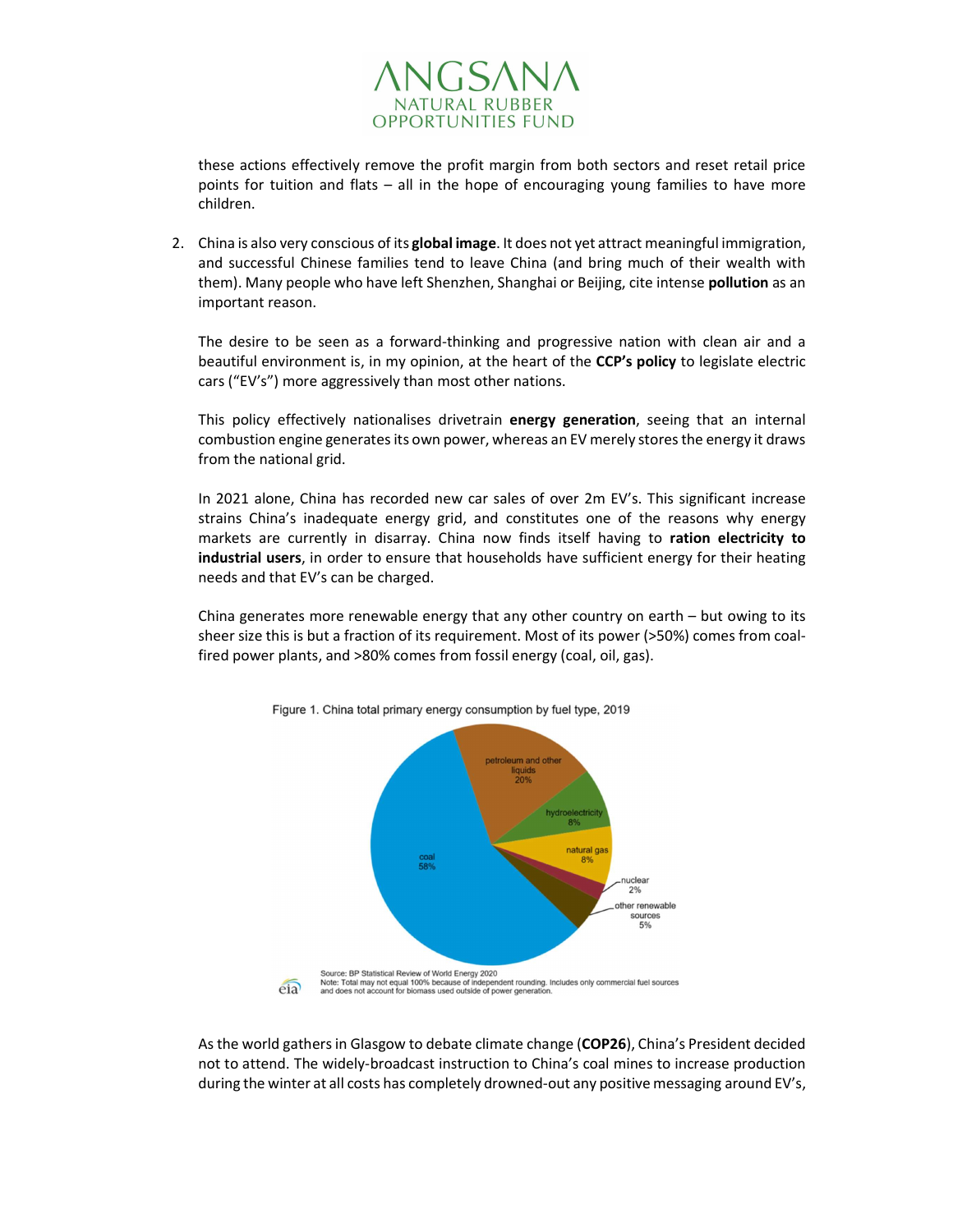these actions effectively remove the profit margin from both sectors and reset retail price points for tuition and flats – all in the hope of encouraging young families to have more children.

2. China is also very conscious of its **global image**. It does not yet attract meaningful immigration, and successful Chinese families tend to leave China (and bring much of their wealth with them). Many people who have left Shenzhen, Shanghai or Beijing, cite intense **pollution** as an important reason.

   The desire to be seen as a forward-thinking and progressive nation with clean air and a beautiful environment is, in my opinion, at the heart of the **CCP's policy** to legislate electric cars ("EV's") more aggressively than most other nations.

   This policy effectively nationalises drivetrain **energy generation**, seeing that an internal combustion engine generates its own power, whereas an EV merely stores the energy it draws from the national grid.

   In 2021 alone, China has recorded new car sales of over 2m EV's. This significant increase strains China's inadequate energy grid, and constitutes one of the reasons why energy markets are currently in disarray. China now finds itself having to **ration electricity to industrial users**, in order to ensure that households have sufficient energy for their heating needs and that EV's can be charged.

   China generates more renewable energy that any other country on earth – but owing to its sheer size this is but a fraction of its requirement. Most of its power (>50%) comes from coal-fired power plants, and >80% comes from fossil energy (coal, oil, gas).

Figure 1. China total primary energy consumption by fuel type, 2019

Source: BP Statistical Review of World Energy 2020
Note: Total may not equal 100% because of independent rounding. Includes only commercial fuel sources and does not account for biomass used outside of power generation.

As the world gathers in Glasgow to debate climate change (**COP26**), China's President decided not to attend. The widely-broadcast instruction to China's coal mines to increase production during the winter at all costs has completely drowned-out any positive messaging around EV's,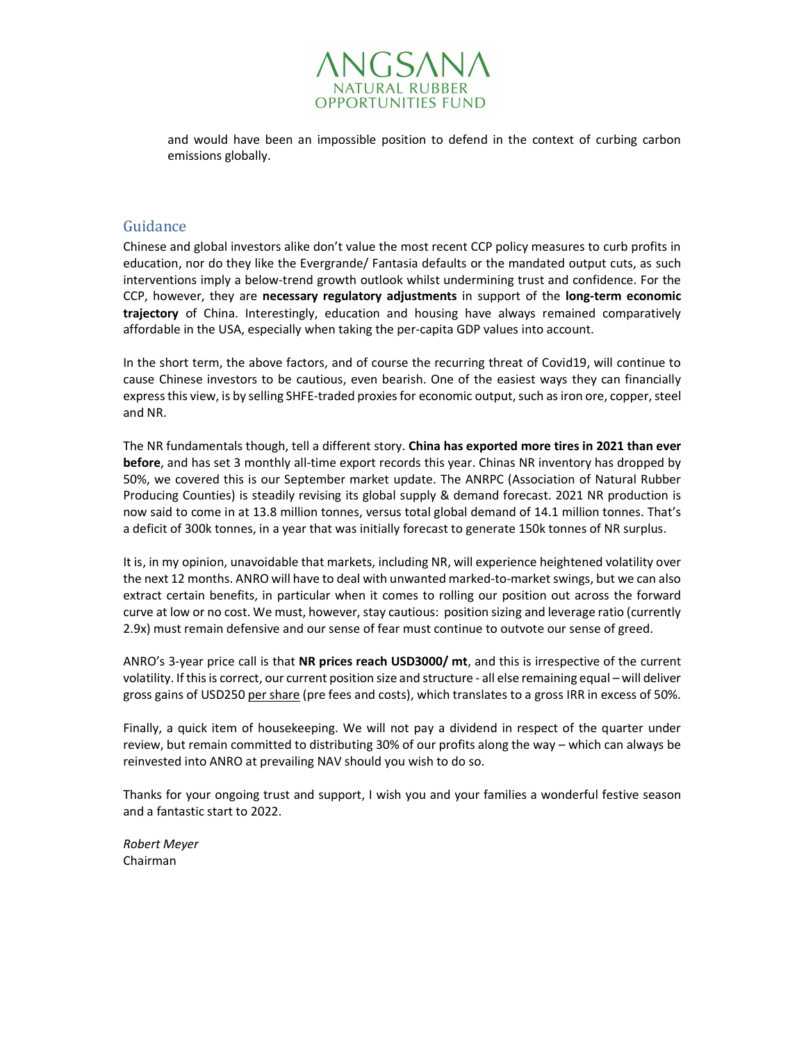and would have been an impossible position to defend in the context of curbing carbon emissions globally.

## Guidance

Chinese and global investors alike don't value the most recent CCP policy measures to curb profits in education, nor do they like the Evergrande/ Fantasia defaults or the mandated output cuts, as such interventions imply a below-trend growth outlook whilst undermining trust and confidence. For the CCP, however, they are **necessary regulatory adjustments** in support of the **long-term economic trajectory** of China. Interestingly, education and housing have always remained comparatively affordable in the USA, especially when taking the per-capita GDP values into account.

In the short term, the above factors, and of course the recurring threat of Covid19, will continue to cause Chinese investors to be cautious, even bearish. One of the easiest ways they can financially express this view, is by selling SHFE-traded proxies for economic output, such as iron ore, copper, steel and NR.

The NR fundamentals though, tell a different story. **China has exported more tires in 2021 than ever before**, and has set 3 monthly all-time export records this year. Chinas NR inventory has dropped by 50%, we covered this is our September market update. The ANRPC (Association of Natural Rubber Producing Counties) is steadily revising its global supply & demand forecast. 2021 NR production is now said to come in at 13.8 million tonnes, versus total global demand of 14.1 million tonnes. That's a deficit of 300k tonnes, in a year that was initially forecast to generate 150k tonnes of NR surplus.

It is, in my opinion, unavoidable that markets, including NR, will experience heightened volatility over the next 12 months. ANRO will have to deal with unwanted marked-to-market swings, but we can also extract certain benefits, in particular when it comes to rolling our position out across the forward curve at low or no cost. We must, however, stay cautious: position sizing and leverage ratio (currently 2.9x) must remain defensive and our sense of fear must continue to outvote our sense of greed.

ANRO's 3-year price call is that **NR prices reach USD3000/ mt**, and this is irrespective of the current volatility. If this is correct, our current position size and structure - all else remaining equal – will deliver gross gains of USD250 per share (pre fees and costs), which translates to a gross IRR in excess of 50%.

Finally, a quick item of housekeeping. We will not pay a dividend in respect of the quarter under review, but remain committed to distributing 30% of our profits along the way – which can always be reinvested into ANRO at prevailing NAV should you wish to do so.

Thanks for your ongoing trust and support, I wish you and your families a wonderful festive season and a fantastic start to 2022.

*Robert Meyer*
Chairman